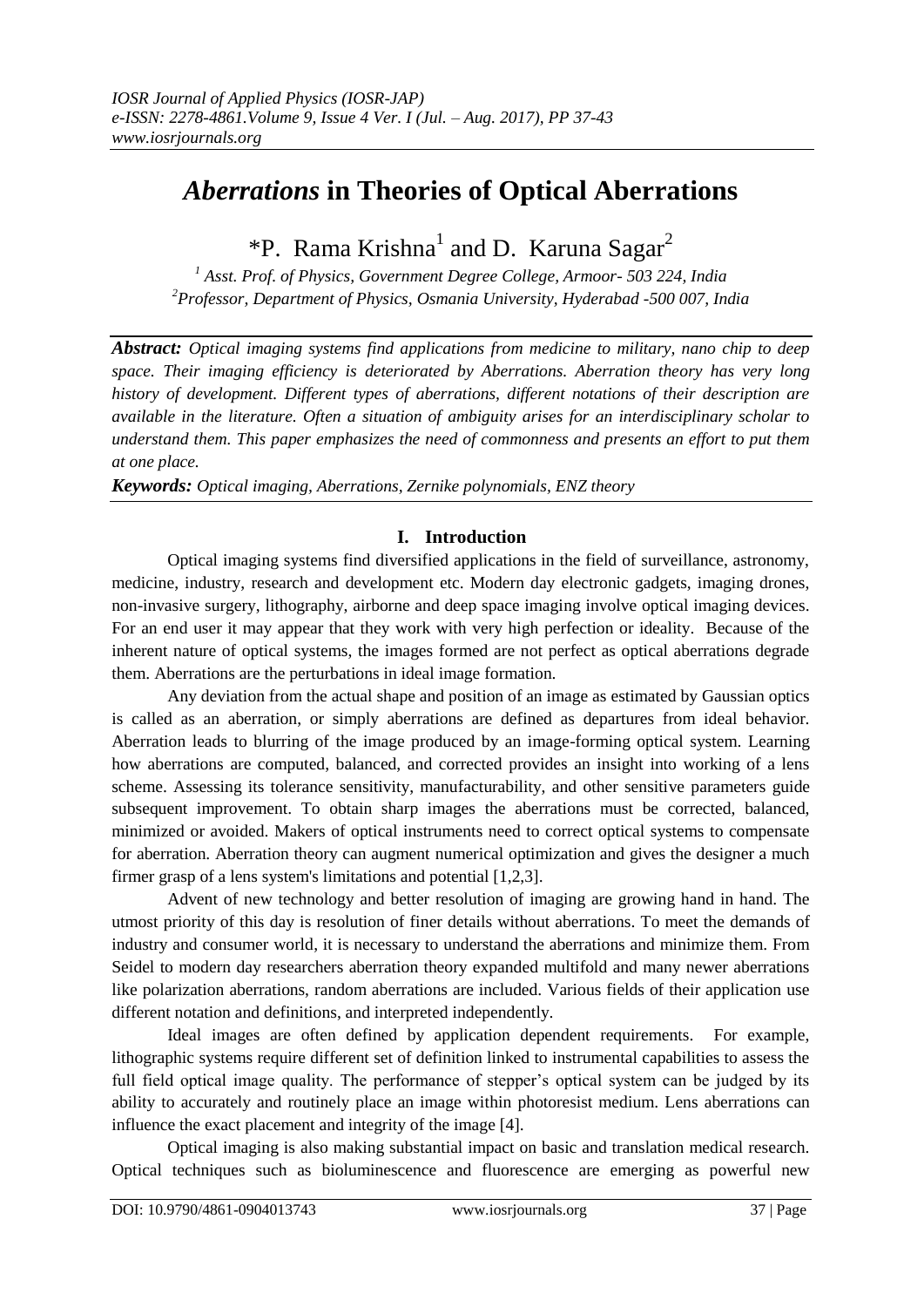# *Aberrations* in Theories of Optical Aberrations

*P. Rama Krishna[1] and D. Karuna Sagar[2]

[1] Asst. Prof. of Physics, Government Degree College, Armoor- 503 224, India
[2] Professor, Department of Physics, Osmania University, Hyderabad -500 007, India

***Abstract:*** *Optical imaging systems find applications from medicine to military, nano chip to deep space. Their imaging efficiency is deteriorated by Aberrations. Aberration theory has very long history of development. Different types of aberrations, different notations of their description are available in the literature. Often a situation of ambiguity arises for an interdisciplinary scholar to understand them. This paper emphasizes the need of commonness and presents an effort to put them at one place.*

***Keywords:*** *Optical imaging, Aberrations, Zernike polynomials, ENZ theory*

## I. Introduction

Optical imaging systems find diversified applications in the field of surveillance, astronomy, medicine, industry, research and development etc. Modern day electronic gadgets, imaging drones, non-invasive surgery, lithography, airborne and deep space imaging involve optical imaging devices. For an end user it may appear that they work with very high perfection or ideality. Because of the inherent nature of optical systems, the images formed are not perfect as optical aberrations degrade them. Aberrations are the perturbations in ideal image formation.

Any deviation from the actual shape and position of an image as estimated by Gaussian optics is called as an aberration, or simply aberrations are defined as departures from ideal behavior. Aberration leads to blurring of the image produced by an image-forming optical system. Learning how aberrations are computed, balanced, and corrected provides an insight into working of a lens scheme. Assessing its tolerance sensitivity, manufacturability, and other sensitive parameters guide subsequent improvement. To obtain sharp images the aberrations must be corrected, balanced, minimized or avoided. Makers of optical instruments need to correct optical systems to compensate for aberration. Aberration theory can augment numerical optimization and gives the designer a much firmer grasp of a lens system's limitations and potential [1,2,3].

Advent of new technology and better resolution of imaging are growing hand in hand. The utmost priority of this day is resolution of finer details without aberrations. To meet the demands of industry and consumer world, it is necessary to understand the aberrations and minimize them. From Seidel to modern day researchers aberration theory expanded multifold and many newer aberrations like polarization aberrations, random aberrations are included. Various fields of their application use different notation and definitions, and interpreted independently.

Ideal images are often defined by application dependent requirements. For example, lithographic systems require different set of definition linked to instrumental capabilities to assess the full field optical image quality. The performance of stepper's optical system can be judged by its ability to accurately and routinely place an image within photoresist medium. Lens aberrations can influence the exact placement and integrity of the image [4].

Optical imaging is also making substantial impact on basic and translation medical research. Optical techniques such as bioluminescence and fluorescence are emerging as powerful new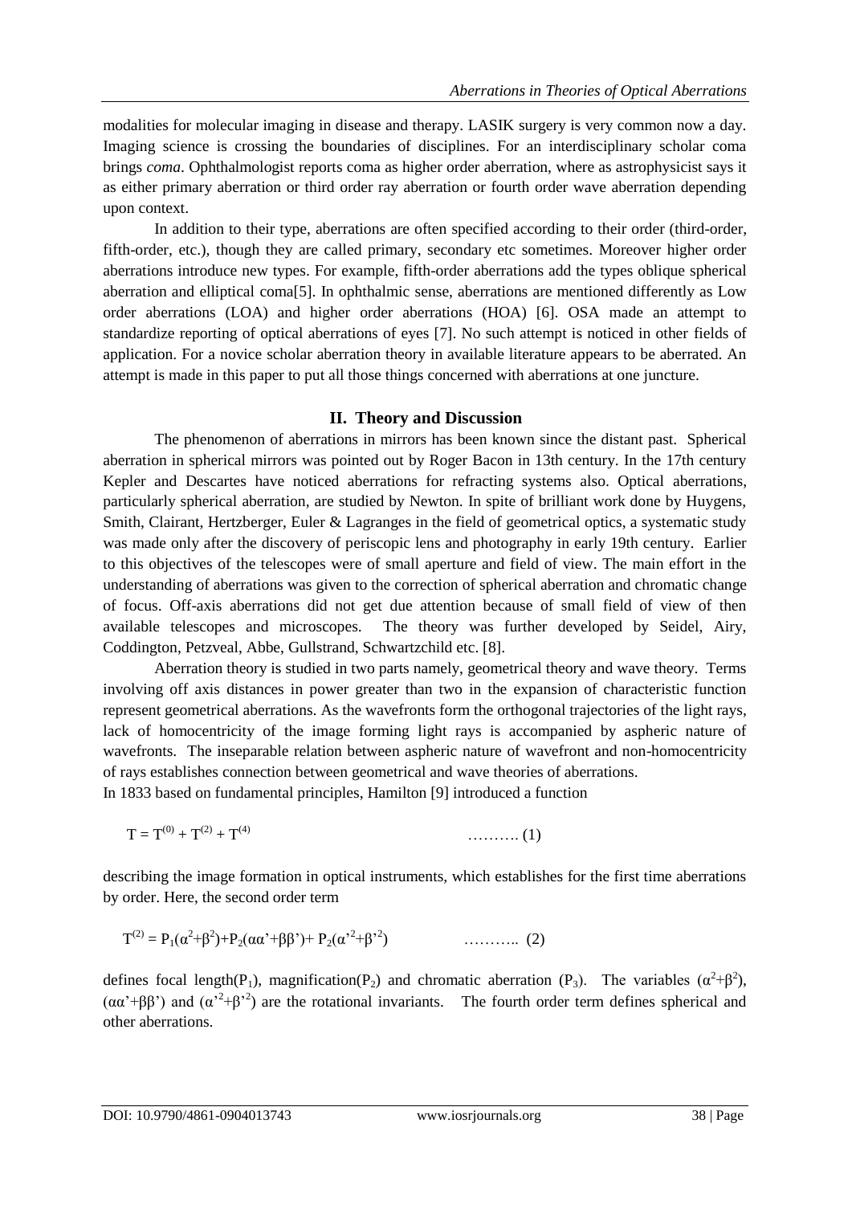modalities for molecular imaging in disease and therapy. LASIK surgery is very common now a day. Imaging science is crossing the boundaries of disciplines. For an interdisciplinary scholar coma brings *coma*. Ophthalmologist reports coma as higher order aberration, where as astrophysicist says it as either primary aberration or third order ray aberration or fourth order wave aberration depending upon context.

In addition to their type, aberrations are often specified according to their order (third-order, fifth-order, etc.), though they are called primary, secondary etc sometimes. Moreover higher order aberrations introduce new types. For example, fifth-order aberrations add the types oblique spherical aberration and elliptical coma[5]. In ophthalmic sense, aberrations are mentioned differently as Low order aberrations (LOA) and higher order aberrations (HOA) [6]. OSA made an attempt to standardize reporting of optical aberrations of eyes [7]. No such attempt is noticed in other fields of application. For a novice scholar aberration theory in available literature appears to be aberrated. An attempt is made in this paper to put all those things concerned with aberrations at one juncture.

## II. Theory and Discussion

The phenomenon of aberrations in mirrors has been known since the distant past. Spherical aberration in spherical mirrors was pointed out by Roger Bacon in 13th century. In the 17th century Kepler and Descartes have noticed aberrations for refracting systems also. Optical aberrations, particularly spherical aberration, are studied by Newton. In spite of brilliant work done by Huygens, Smith, Clairant, Hertzberger, Euler & Lagranges in the field of geometrical optics, a systematic study was made only after the discovery of periscopic lens and photography in early 19th century. Earlier to this objectives of the telescopes were of small aperture and field of view. The main effort in the understanding of aberrations was given to the correction of spherical aberration and chromatic change of focus. Off-axis aberrations did not get due attention because of small field of view of then available telescopes and microscopes. The theory was further developed by Seidel, Airy, Coddington, Petzveal, Abbe, Gullstrand, Schwartzchild etc. [8].

Aberration theory is studied in two parts namely, geometrical theory and wave theory. Terms involving off axis distances in power greater than two in the expansion of characteristic function represent geometrical aberrations. As the wavefronts form the orthogonal trajectories of the light rays, lack of homocentricity of the image forming light rays is accompanied by aspheric nature of wavefronts. The inseparable relation between aspheric nature of wavefront and non-homocentricity of rays establishes connection between geometrical and wave theories of aberrations.

In 1833 based on fundamental principles, Hamilton [9] introduced a function

$$T = T^{(0)} + T^{(2)} + T^{(4)} \qquad \text{………. (1)}$$

describing the image formation in optical instruments, which establishes for the first time aberrations by order. Here, the second order term

$$T^{(2)} = P_1(\alpha^2+\beta^2)+P_2(\alpha\alpha'+\beta\beta')+ P_2(\alpha'^2+\beta'^2) \qquad \text{……….. (2)}$$

defines focal length($P_1$), magnification($P_2$) and chromatic aberration ($P_3$). The variables $(\alpha^2+\beta^2)$, $(\alpha\alpha'+\beta\beta')$ and $(\alpha'^2+\beta'^2)$ are the rotational invariants. The fourth order term defines spherical and other aberrations.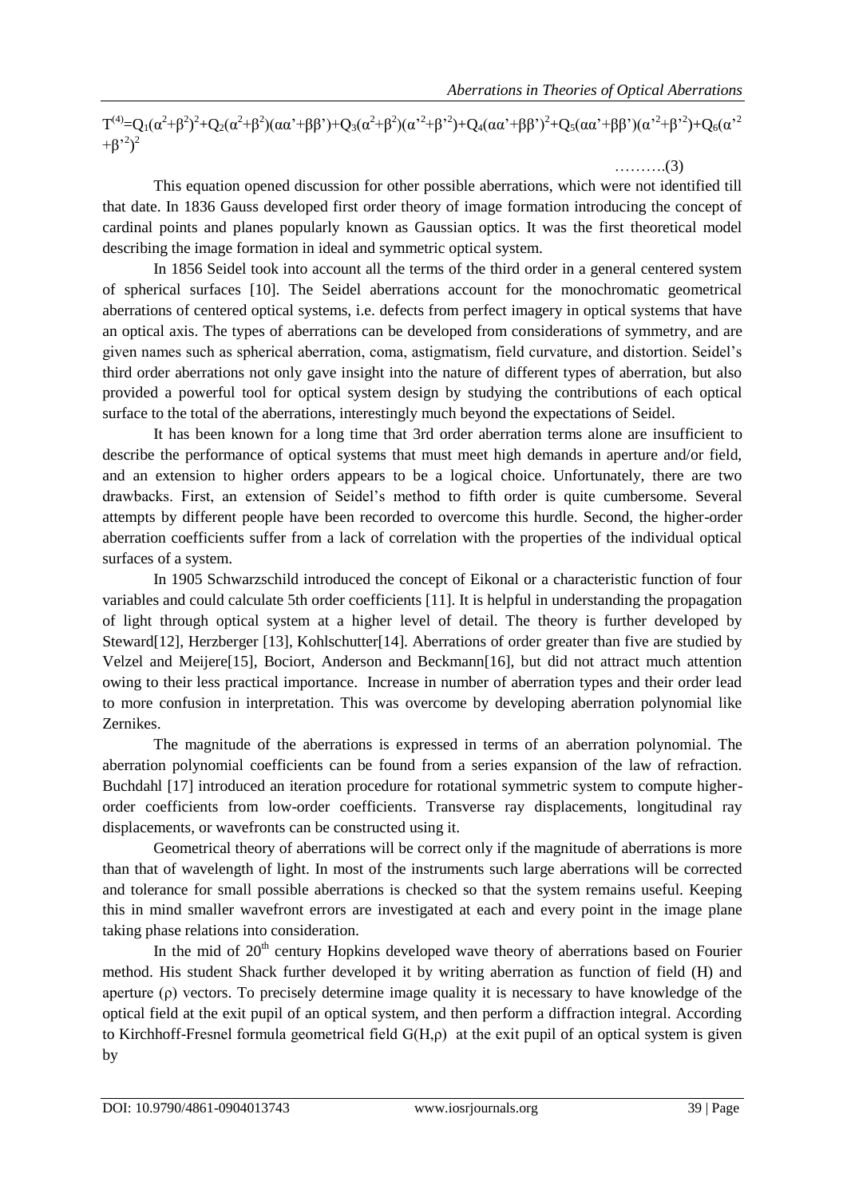$$T^{(4)}=Q_1(\alpha^2+\beta^2)^2+Q_2(\alpha^2+\beta^2)(\alpha\alpha'+\beta\beta')+Q_3(\alpha^2+\beta^2)(\alpha'^2+\beta'^2)+Q_4(\alpha\alpha'+\beta\beta')^2+Q_5(\alpha\alpha'+\beta\beta')(\alpha'^2+\beta'^2)+Q_6(\alpha'^2+\beta'^2)^2 \quad \text{……….(3)}$$

This equation opened discussion for other possible aberrations, which were not identified till that date. In 1836 Gauss developed first order theory of image formation introducing the concept of cardinal points and planes popularly known as Gaussian optics. It was the first theoretical model describing the image formation in ideal and symmetric optical system.

In 1856 Seidel took into account all the terms of the third order in a general centered system of spherical surfaces [10]. The Seidel aberrations account for the monochromatic geometrical aberrations of centered optical systems, i.e. defects from perfect imagery in optical systems that have an optical axis. The types of aberrations can be developed from considerations of symmetry, and are given names such as spherical aberration, coma, astigmatism, field curvature, and distortion. Seidel's third order aberrations not only gave insight into the nature of different types of aberration, but also provided a powerful tool for optical system design by studying the contributions of each optical surface to the total of the aberrations, interestingly much beyond the expectations of Seidel.

It has been known for a long time that 3rd order aberration terms alone are insufficient to describe the performance of optical systems that must meet high demands in aperture and/or field, and an extension to higher orders appears to be a logical choice. Unfortunately, there are two drawbacks. First, an extension of Seidel's method to fifth order is quite cumbersome. Several attempts by different people have been recorded to overcome this hurdle. Second, the higher-order aberration coefficients suffer from a lack of correlation with the properties of the individual optical surfaces of a system.

In 1905 Schwarzschild introduced the concept of Eikonal or a characteristic function of four variables and could calculate 5th order coefficients [11]. It is helpful in understanding the propagation of light through optical system at a higher level of detail. The theory is further developed by Steward[12], Herzberger [13], Kohlschutter[14]. Aberrations of order greater than five are studied by Velzel and Meijere[15], Bociort, Anderson and Beckmann[16], but did not attract much attention owing to their less practical importance. Increase in number of aberration types and their order lead to more confusion in interpretation. This was overcome by developing aberration polynomial like Zernikes.

The magnitude of the aberrations is expressed in terms of an aberration polynomial. The aberration polynomial coefficients can be found from a series expansion of the law of refraction. Buchdahl [17] introduced an iteration procedure for rotational symmetric system to compute higher-order coefficients from low-order coefficients. Transverse ray displacements, longitudinal ray displacements, or wavefronts can be constructed using it.

Geometrical theory of aberrations will be correct only if the magnitude of aberrations is more than that of wavelength of light. In most of the instruments such large aberrations will be corrected and tolerance for small possible aberrations is checked so that the system remains useful. Keeping this in mind smaller wavefront errors are investigated at each and every point in the image plane taking phase relations into consideration.

In the mid of $20^{th}$ century Hopkins developed wave theory of aberrations based on Fourier method. His student Shack further developed it by writing aberration as function of field (H) and aperture ($\rho$) vectors. To precisely determine image quality it is necessary to have knowledge of the optical field at the exit pupil of an optical system, and then perform a diffraction integral. According to Kirchhoff-Fresnel formula geometrical field $G(H,\rho)$ at the exit pupil of an optical system is given by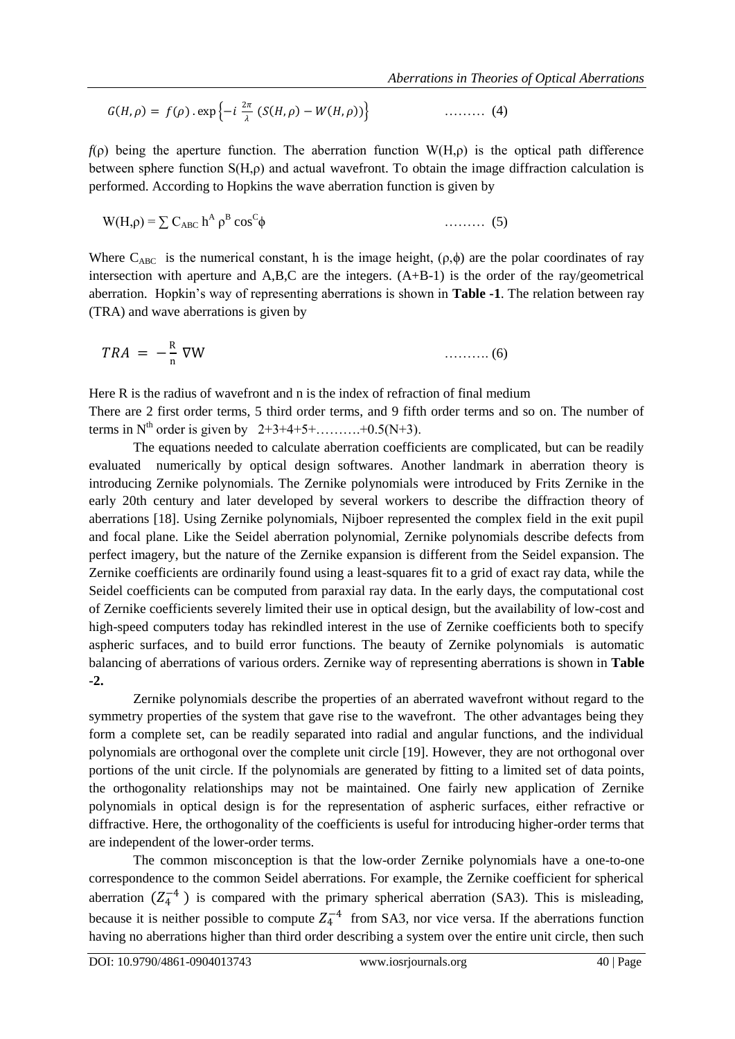$$G(H, \rho) = f(\rho) \cdot \exp\left\{-i \frac{2\pi}{\lambda} \left(S(H, \rho) - W(H, \rho)\right)\right\} \qquad \text{......... (4)}$$

$f(\rho)$ being the aperture function. The aberration function $W(H,\rho)$ is the optical path difference between sphere function $S(H,\rho)$ and actual wavefront. To obtain the image diffraction calculation is performed. According to Hopkins the wave aberration function is given by

$$W(H,\rho) = \sum C_{ABC}\, h^A \rho^B \cos^C\phi \qquad \text{......... (5)}$$

Where $C_{ABC}$ is the numerical constant, h is the image height, $(\rho,\phi)$ are the polar coordinates of ray intersection with aperture and A,B,C are the integers. $(A+B-1)$ is the order of the ray/geometrical aberration. Hopkin's way of representing aberrations is shown in **Table -1**. The relation between ray (TRA) and wave aberrations is given by

$$TRA = -\frac{R}{n} \nabla W \qquad \text{.......... (6)}$$

Here R is the radius of wavefront and n is the index of refraction of final medium

There are 2 first order terms, 5 third order terms, and 9 fifth order terms and so on. The number of terms in $N^{th}$ order is given by $2+3+4+5+\text{..........}+0.5(N+3)$.

The equations needed to calculate aberration coefficients are complicated, but can be readily evaluated numerically by optical design softwares. Another landmark in aberration theory is introducing Zernike polynomials. The Zernike polynomials were introduced by Frits Zernike in the early 20th century and later developed by several workers to describe the diffraction theory of aberrations [18]. Using Zernike polynomials, Nijboer represented the complex field in the exit pupil and focal plane. Like the Seidel aberration polynomial, Zernike polynomials describe defects from perfect imagery, but the nature of the Zernike expansion is different from the Seidel expansion. The Zernike coefficients are ordinarily found using a least-squares fit to a grid of exact ray data, while the Seidel coefficients can be computed from paraxial ray data. In the early days, the computational cost of Zernike coefficients severely limited their use in optical design, but the availability of low-cost and high-speed computers today has rekindled interest in the use of Zernike coefficients both to specify aspheric surfaces, and to build error functions. The beauty of Zernike polynomials is automatic balancing of aberrations of various orders. Zernike way of representing aberrations is shown in **Table -2.**

Zernike polynomials describe the properties of an aberrated wavefront without regard to the symmetry properties of the system that gave rise to the wavefront. The other advantages being they form a complete set, can be readily separated into radial and angular functions, and the individual polynomials are orthogonal over the complete unit circle [19]. However, they are not orthogonal over portions of the unit circle. If the polynomials are generated by fitting to a limited set of data points, the orthogonality relationships may not be maintained. One fairly new application of Zernike polynomials in optical design is for the representation of aspheric surfaces, either refractive or diffractive. Here, the orthogonality of the coefficients is useful for introducing higher-order terms that are independent of the lower-order terms.

The common misconception is that the low-order Zernike polynomials have a one-to-one correspondence to the common Seidel aberrations. For example, the Zernike coefficient for spherical aberration ($Z_4^{-4}$) is compared with the primary spherical aberration (SA3). This is misleading, because it is neither possible to compute $Z_4^{-4}$ from SA3, nor vice versa. If the aberrations function having no aberrations higher than third order describing a system over the entire unit circle, then such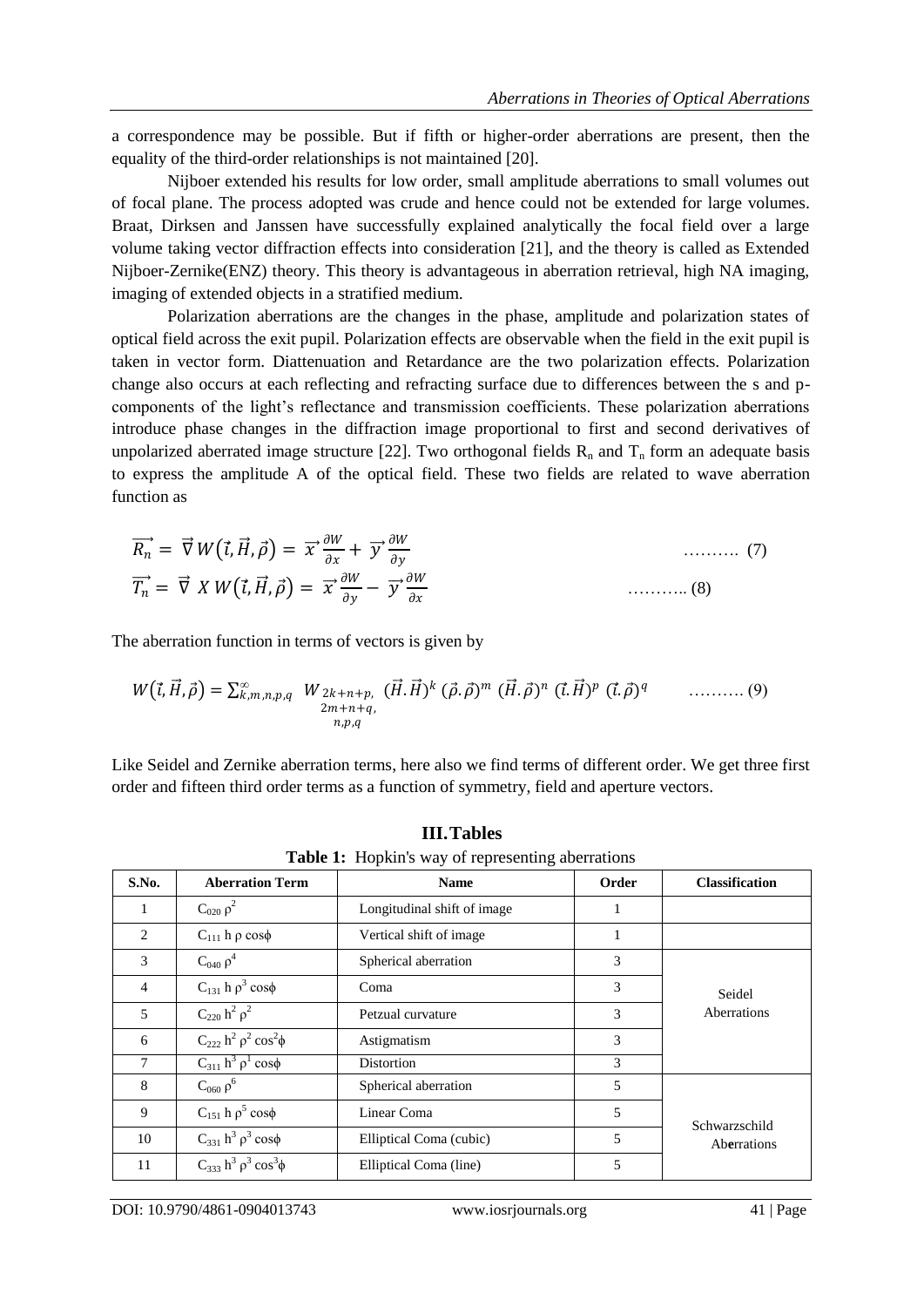a correspondence may be possible. But if fifth or higher-order aberrations are present, then the equality of the third-order relationships is not maintained [20].

Nijboer extended his results for low order, small amplitude aberrations to small volumes out of focal plane. The process adopted was crude and hence could not be extended for large volumes. Braat, Dirksen and Janssen have successfully explained analytically the focal field over a large volume taking vector diffraction effects into consideration [21], and the theory is called as Extended Nijboer-Zernike(ENZ) theory. This theory is advantageous in aberration retrieval, high NA imaging, imaging of extended objects in a stratified medium.

Polarization aberrations are the changes in the phase, amplitude and polarization states of optical field across the exit pupil. Polarization effects are observable when the field in the exit pupil is taken in vector form. Diattenuation and Retardance are the two polarization effects. Polarization change also occurs at each reflecting and refracting surface due to differences between the s and p-components of the light's reflectance and transmission coefficients. These polarization aberrations introduce phase changes in the diffraction image proportional to first and second derivatives of unpolarized aberrated image structure [22]. Two orthogonal fields $R_n$ and $T_n$ form an adequate basis to express the amplitude A of the optical field. These two fields are related to wave aberration function as

$$\overrightarrow{R_n} = \vec{\nabla} W(\vec{\iota}, \vec{H}, \vec{\rho}) = \vec{x}\frac{\partial W}{\partial x} + \vec{y}\frac{\partial W}{\partial y} \quad \text{………. (7)}$$

$$\overrightarrow{T_n} = \vec{\nabla} \ X \ W(\vec{\iota}, \vec{H}, \vec{\rho}) = \vec{x}\frac{\partial W}{\partial y} - \vec{y}\frac{\partial W}{\partial x} \quad \text{……….. (8)}$$

The aberration function in terms of vectors is given by

$$W(\vec{\iota}, \vec{H}, \vec{\rho}) = \sum_{k,m,n,p,q}^{\infty} W_{\substack{2k+n+p, \\ 2m+n+q, \\ n,p,q}} (\vec{H}.\vec{H})^k (\vec{\rho}.\vec{\rho})^m (\vec{H}.\vec{\rho})^n (\vec{\iota}.\vec{H})^p (\vec{\iota}.\vec{\rho})^q \quad \text{………. (9)}$$

Like Seidel and Zernike aberration terms, here also we find terms of different order. We get three first order and fifteen third order terms as a function of symmetry, field and aperture vectors.

## III. Tables

**Table 1:** Hopkin's way of representing aberrations

| S.No. | Aberration Term | Name | Order | Classification |
|---|---|---|---|---|
| 1 | $C_{020}\,\rho^2$ | Longitudinal shift of image | 1 | |
| 2 | $C_{111}\,h\,\rho\cos\phi$ | Vertical shift of image | 1 | |
| 3 | $C_{040}\,\rho^4$ | Spherical aberration | 3 | Seidel Aberrations |
| 4 | $C_{131}\,h\,\rho^3\cos\phi$ | Coma | 3 | |
| 5 | $C_{220}\,h^2\,\rho^2$ | Petzual curvature | 3 | |
| 6 | $C_{222}\,h^2\,\rho^2\cos^2\phi$ | Astigmatism | 3 | |
| 7 | $C_{311}\,h^3\,\rho^1\cos\phi$ | Distortion | 3 | |
| 8 | $C_{060}\,\rho^6$ | Spherical aberration | 5 | Schwarzschild Aberrations |
| 9 | $C_{151}\,h\,\rho^5\cos\phi$ | Linear Coma | 5 | |
| 10 | $C_{331}\,h^3\,\rho^3\cos\phi$ | Elliptical Coma (cubic) | 5 | |
| 11 | $C_{333}\,h^3\,\rho^3\cos^3\phi$ | Elliptical Coma (line) | 5 | |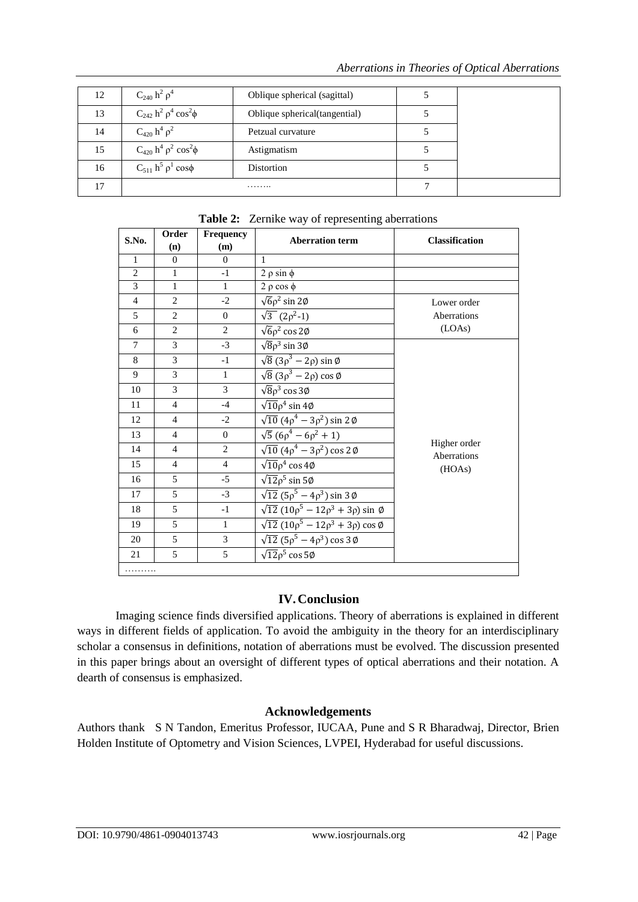| 12 | $C_{240}\, h^2\, \rho^4$ | Oblique spherical (sagittal) | 5 | |
|---|---|---|---|---|
| 13 | $C_{242}\, h^2\, \rho^4 \cos^2\phi$ | Oblique spherical(tangential) | 5 | |
| 14 | $C_{420}\, h^4\, \rho^2$ | Petzual curvature | 5 | |
| 15 | $C_{420}\, h^4\, \rho^2 \cos^2\phi$ | Astigmatism | 5 | |
| 16 | $C_{511}\, h^5\, \rho^1 \cos\phi$ | Distortion | 5 | |
| 17 | …….. | | 7 | |

**Table 2:** Zernike way of representing aberrations

| S.No. | Order (n) | Frequency (m) | Aberration term | Classification |
|---|---|---|---|---|
| 1 | 0 | 0 | 1 | |
| 2 | 1 | -1 | $2\rho \sin\phi$ | |
| 3 | 1 | 1 | $2\rho \cos\phi$ | |
| 4 | 2 | -2 | $\sqrt{6}\rho^2 \sin 2\emptyset$ | Lower order Aberrations (LOAs) |
| 5 | 2 | 0 | $\sqrt{3}\ (2\rho^2\text{-}1)$ | |
| 6 | 2 | 2 | $\sqrt{6}\rho^2 \cos 2\emptyset$ | |
| 7 | 3 | -3 | $\sqrt{8}\rho^3 \sin 3\emptyset$ | Higher order Aberrations (HOAs) |
| 8 | 3 | -1 | $\sqrt{8}\,(3\rho^3 - 2\rho) \sin\emptyset$ | |
| 9 | 3 | 1 | $\sqrt{8}\,(3\rho^3 - 2\rho) \cos\emptyset$ | |
| 10 | 3 | 3 | $\sqrt{8}\rho^3 \cos 3\emptyset$ | |
| 11 | 4 | -4 | $\sqrt{10}\rho^4 \sin 4\emptyset$ | |
| 12 | 4 | -2 | $\sqrt{10}\,(4\rho^4 - 3\rho^2) \sin 2\emptyset$ | |
| 13 | 4 | 0 | $\sqrt{5}\,(6\rho^4 - 6\rho^2 + 1)$ | |
| 14 | 4 | 2 | $\sqrt{10}\,(4\rho^4 - 3\rho^2) \cos 2\emptyset$ | |
| 15 | 4 | 4 | $\sqrt{10}\rho^4 \cos 4\emptyset$ | |
| 16 | 5 | -5 | $\sqrt{12}\rho^5 \sin 5\emptyset$ | |
| 17 | 5 | -3 | $\sqrt{12}\,(5\rho^5 - 4\rho^3) \sin 3\emptyset$ | |
| 18 | 5 | -1 | $\sqrt{12}\,(10\rho^5 - 12\rho^3 + 3\rho) \sin\emptyset$ | |
| 19 | 5 | 1 | $\sqrt{12}\,(10\rho^5 - 12\rho^3 + 3\rho) \cos\emptyset$ | |
| 20 | 5 | 3 | $\sqrt{12}\,(5\rho^5 - 4\rho^3) \cos 3\emptyset$ | |
| 21 | 5 | 5 | $\sqrt{12}\rho^5 \cos 5\emptyset$ | |
| ………. | | | | |

## IV. Conclusion

Imaging science finds diversified applications. Theory of aberrations is explained in different ways in different fields of application. To avoid the ambiguity in the theory for an interdisciplinary scholar a consensus in definitions, notation of aberrations must be evolved. The discussion presented in this paper brings about an oversight of different types of optical aberrations and their notation. A dearth of consensus is emphasized.

## Acknowledgements

Authors thank S N Tandon, Emeritus Professor, IUCAA, Pune and S R Bharadwaj, Director, Brien Holden Institute of Optometry and Vision Sciences, LVPEI, Hyderabad for useful discussions.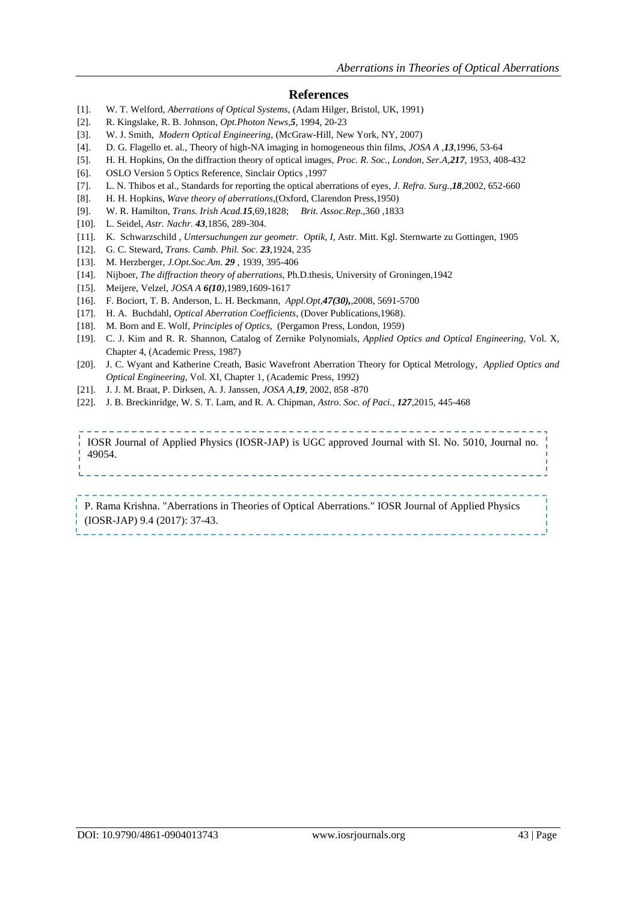## References

[1]. W. T. Welford, *Aberrations of Optical Systems*, (Adam Hilger, Bristol, UK, 1991)

[2]. R. Kingslake, R. B. Johnson, *Opt.Photon News*,*5*, 1994, 20-23

[3]. W. J. Smith, *Modern Optical Engineering*, (McGraw-Hill, New York, NY, 2007)

[4]. D. G. Flagello et. al., Theory of high-NA imaging in homogeneous thin films, *JOSA A* ,***13***,1996, 53-64

[5]. H. H. Hopkins, On the diffraction theory of optical images, *Proc. R. Soc., London, Ser.A*,***217***, 1953, 408-432

[6]. OSLO Version 5 Optics Reference, Sinclair Optics ,1997

[7]. L. N. Thibos et al., Standards for reporting the optical aberrations of eyes, *J. Refra. Surg.*,***18***,2002, 652-660

[8]. H. H. Hopkins, *Wave theory of aberrations*,(Oxford, Clarendon Press,1950)

[9]. W. R. Hamilton, *Trans. Irish Acad.**15***,69,1828; *Brit. Assoc.Rep.*,360 ,1833

[10]. L. Seidel, *Astr. Nachr.* ***43***,1856, 289-304.

[11]. K. Schwarzschild , *Untersuchungen zur geometr. Optik, I*, Astr. Mitt. Kgl. Sternwarte zu Gottingen, 1905

[12]. G. C. Steward, *Trans. Camb. Phil. Soc.* ***23***,1924, 235

[13]. M. Herzberger, *J.Opt.Soc.Am.* ***29*** , 1939, 395-406

[14]. Nijboer, *The diffraction theory of aberrations*, Ph.D.thesis, University of Groningen,1942

[15]. Meijere, Velzel, *JOSA A **6(10)***,1989,1609-1617

[16]. F. Bociort, T. B. Anderson, L. H. Beckmann, *Appl.Opt*,***47(30),***,2008, 5691-5700

[17]. H. A. Buchdahl, *Optical Aberration Coefficients*, (Dover Publications,1968).

[18]. M. Born and E. Wolf, *Principles of Optics*, (Pergamon Press, London, 1959)

[19]. C. J. Kim and R. R. Shannon, Catalog of Zernike Polynomials, *Applied Optics and Optical Engineering,* Vol. X, Chapter 4, (Academic Press, 1987)

[20]. J. C. Wyant and Katherine Creath, Basic Wavefront Aberration Theory for Optical Metrology, *Applied Optics and Optical Engineering,* Vol. XI, Chapter 1, (Academic Press, 1992)

[21]. J. J. M. Braat, P. Dirksen, A. J. Janssen, *JOSA A*,***19***, 2002, 858 -870

[22]. J. B. Breckinridge, W. S. T. Lam, and R. A. Chipman, *Astro. Soc. of Paci.*, ***127***,2015, 445-468

IOSR Journal of Applied Physics (IOSR-JAP) is UGC approved Journal with Sl. No. 5010, Journal no. 49054.

P. Rama Krishna. "Aberrations in Theories of Optical Aberrations." IOSR Journal of Applied Physics (IOSR-JAP) 9.4 (2017): 37-43.